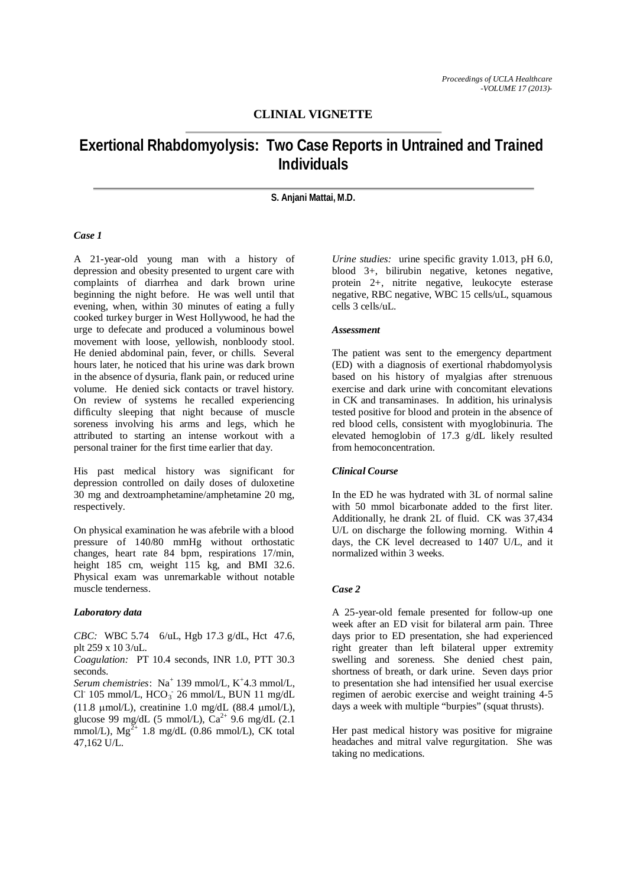## CLINIAL VIGNETTE

# Exertional Rhabdomyolysis: Two Case Reports in Untrained and Trained Individuals

**S. Anjani Mattai, M.D.**

### *Case 1*

A 21-year-old young man with a history of depression and obesity presented to urgent care with complaints of diarrhea and dark brown urine beginning the night before. He was well until that evening, when, within 30 minutes of eating a fully cooked turkey burger in West Hollywood, he had the urge to defecate and produced a voluminous bowel movement with loose, yellowish, nonbloody stool. He denied abdominal pain, fever, or chills. Several hours later, he noticed that his urine was dark brown in the absence of dysuria, flank pain, or reduced urine volume. He denied sick contacts or travel history. On review of systems he recalled experiencing difficulty sleeping that night because of muscle soreness involving his arms and legs, which he attributed to starting an intense workout with a personal trainer for the first time earlier that day.

His past medical history was significant for depression controlled on daily doses of duloxetine 30 mg and dextroamphetamine/amphetamine 20 mg, respectively.

On physical examination he was afebrile with a blood pressure of 140/80 mmHg without orthostatic changes, heart rate 84 bpm, respirations 17/min, height 185 cm, weight 115 kg, and BMI 32.6. Physical exam was unremarkable without notable muscle tenderness.

### *Laboratory data*

*CBC:* WBC 5.74 6/uL, Hgb 17.3 g/dL, Hct 47.6, plt 259 x 10 3/uL.
*Coagulation:* PT 10.4 seconds, INR 1.0, PTT 30.3 seconds.
*Serum chemistries*: $Na^+$ 139 mmol/L, $K^+$4.3 mmol/L, $Cl^-$ 105 mmol/L, $HCO_3^-$ 26 mmol/L, BUN 11 mg/dL (11.8 μmol/L), creatinine 1.0 mg/dL (88.4 μmol/L), glucose 99 mg/dL (5 mmol/L), $Ca^{2+}$ 9.6 mg/dL (2.1 mmol/L), $Mg^{2+}$ 1.8 mg/dL (0.86 mmol/L), CK total 47,162 U/L.

*Urine studies:* urine specific gravity 1.013, pH 6.0, blood 3+, bilirubin negative, ketones negative, protein 2+, nitrite negative, leukocyte esterase negative, RBC negative, WBC 15 cells/uL, squamous cells 3 cells/uL.

### *Assessment*

The patient was sent to the emergency department (ED) with a diagnosis of exertional rhabdomyolysis based on his history of myalgias after strenuous exercise and dark urine with concomitant elevations in CK and transaminases. In addition, his urinalysis tested positive for blood and protein in the absence of red blood cells, consistent with myoglobinuria. The elevated hemoglobin of 17.3 g/dL likely resulted from hemoconcentration.

### *Clinical Course*

In the ED he was hydrated with 3L of normal saline with 50 mmol bicarbonate added to the first liter. Additionally, he drank 2L of fluid. CK was 37,434 U/L on discharge the following morning. Within 4 days, the CK level decreased to 1407 U/L, and it normalized within 3 weeks.

### *Case 2*

A 25-year-old female presented for follow-up one week after an ED visit for bilateral arm pain. Three days prior to ED presentation, she had experienced right greater than left bilateral upper extremity swelling and soreness. She denied chest pain, shortness of breath, or dark urine. Seven days prior to presentation she had intensified her usual exercise regimen of aerobic exercise and weight training 4-5 days a week with multiple "burpies" (squat thrusts).

Her past medical history was positive for migraine headaches and mitral valve regurgitation. She was taking no medications.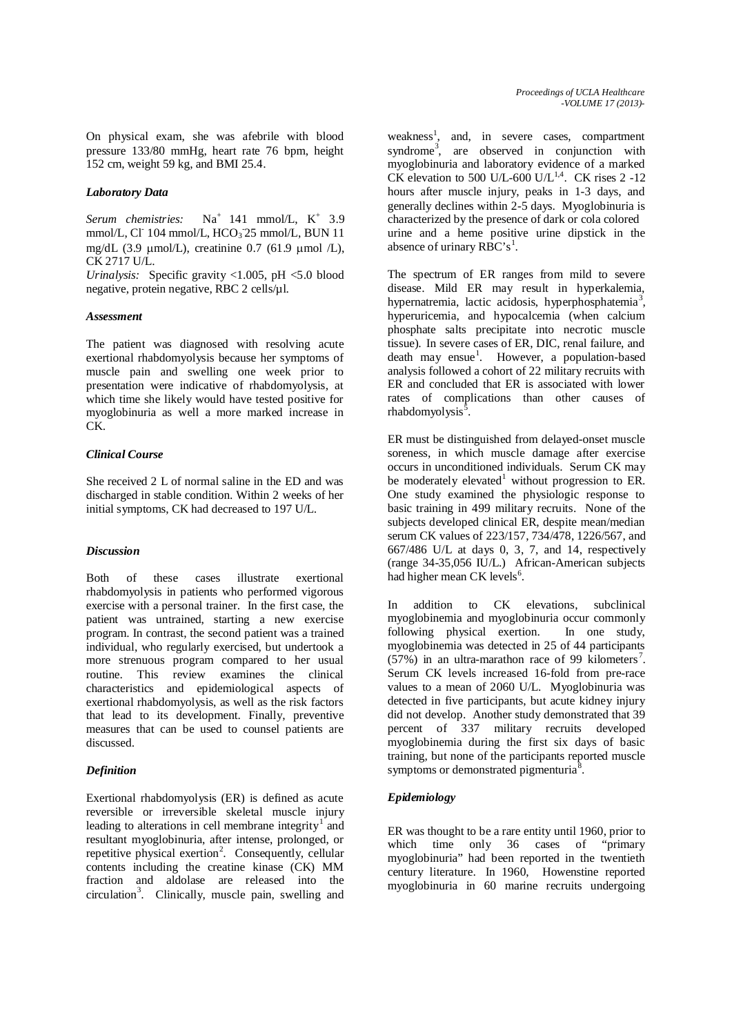On physical exam, she was afebrile with blood pressure 133/80 mmHg, heart rate 76 bpm, height 152 cm, weight 59 kg, and BMI 25.4.

### *Laboratory Data*

*Serum chemistries:* $Na^+$ 141 mmol/L, $K^+$ 3.9 mmol/L, $Cl^-$ 104 mmol/L, $HCO_3^-$ 25 mmol/L, BUN 11 mg/dL (3.9 μmol/L), creatinine 0.7 (61.9 μmol /L), CK 2717 U/L.

*Urinalysis:* Specific gravity <1.005, pH <5.0 blood negative, protein negative, RBC 2 cells/µl.

### *Assessment*

The patient was diagnosed with resolving acute exertional rhabdomyolysis because her symptoms of muscle pain and swelling one week prior to presentation were indicative of rhabdomyolysis, at which time she likely would have tested positive for myoglobinuria as well a more marked increase in CK.

### *Clinical Course*

She received 2 L of normal saline in the ED and was discharged in stable condition. Within 2 weeks of her initial symptoms, CK had decreased to 197 U/L.

### *Discussion*

Both of these cases illustrate exertional rhabdomyolysis in patients who performed vigorous exercise with a personal trainer. In the first case, the patient was untrained, starting a new exercise program. In contrast, the second patient was a trained individual, who regularly exercised, but undertook a more strenuous program compared to her usual routine. This review examines the clinical characteristics and epidemiological aspects of exertional rhabdomyolysis, as well as the risk factors that lead to its development. Finally, preventive measures that can be used to counsel patients are discussed.

### *Definition*

Exertional rhabdomyolysis (ER) is defined as acute reversible or irreversible skeletal muscle injury leading to alterations in cell membrane integrity[1] and resultant myoglobinuria, after intense, prolonged, or repetitive physical exertion[2]. Consequently, cellular contents including the creatine kinase (CK) MM fraction and aldolase are released into the circulation[3]. Clinically, muscle pain, swelling and weakness[1], and, in severe cases, compartment syndrome[3], are observed in conjunction with myoglobinuria and laboratory evidence of a marked CK elevation to 500 U/L-600 U/L[1,4]. CK rises 2 -12 hours after muscle injury, peaks in 1-3 days, and generally declines within 2-5 days. Myoglobinuria is characterized by the presence of dark or cola colored urine and a heme positive urine dipstick in the absence of urinary RBC's[1].

The spectrum of ER ranges from mild to severe disease. Mild ER may result in hyperkalemia, hypernatremia, lactic acidosis, hyperphosphatemia[3], hyperuricemia, and hypocalcemia (when calcium phosphate salts precipitate into necrotic muscle tissue). In severe cases of ER, DIC, renal failure, and death may ensue[1]. However, a population-based analysis followed a cohort of 22 military recruits with ER and concluded that ER is associated with lower rates of complications than other causes of rhabdomyolysis[5].

ER must be distinguished from delayed-onset muscle soreness, in which muscle damage after exercise occurs in unconditioned individuals. Serum CK may be moderately elevated[1] without progression to ER. One study examined the physiologic response to basic training in 499 military recruits. None of the subjects developed clinical ER, despite mean/median serum CK values of 223/157, 734/478, 1226/567, and 667/486 U/L at days 0, 3, 7, and 14, respectively (range 34-35,056 IU/L.) African-American subjects had higher mean CK levels[6].

In addition to CK elevations, subclinical myoglobinemia and myoglobinuria occur commonly following physical exertion. In one study, myoglobinemia was detected in 25 of 44 participants (57%) in an ultra-marathon race of 99 kilometers[7]. Serum CK levels increased 16-fold from pre-race values to a mean of 2060 U/L. Myoglobinuria was detected in five participants, but acute kidney injury did not develop. Another study demonstrated that 39 percent of 337 military recruits developed myoglobinemia during the first six days of basic training, but none of the participants reported muscle symptoms or demonstrated pigmenturia[8].

### *Epidemiology*

ER was thought to be a rare entity until 1960, prior to which time only 36 cases of "primary myoglobinuria" had been reported in the twentieth century literature. In 1960, Howenstine reported myoglobinuria in 60 marine recruits undergoing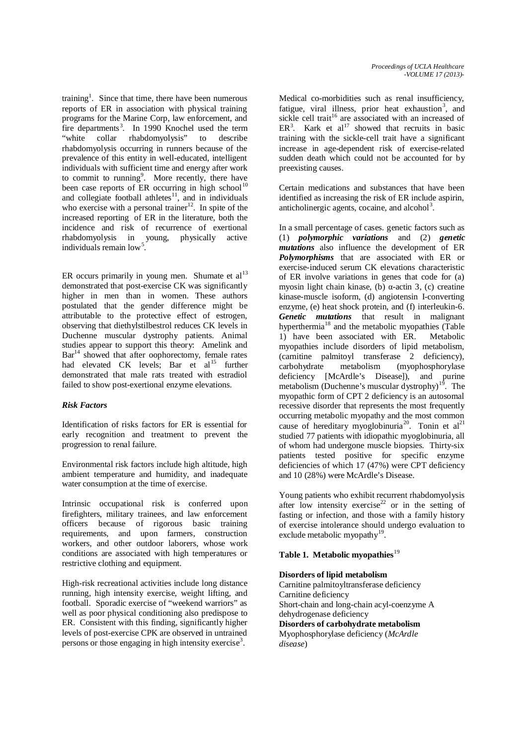training[1]. Since that time, there have been numerous reports of ER in association with physical training programs for the Marine Corp, law enforcement, and fire departments[3]. In 1990 Knochel used the term "white collar rhabdomyolysis" to describe rhabdomyolysis occurring in runners because of the prevalence of this entity in well-educated, intelligent individuals with sufficient time and energy after work to commit to running[9]. More recently, there have been case reports of ER occurring in high school[10] and collegiate football athletes[11], and in individuals who exercise with a personal trainer[12]. In spite of the increased reporting of ER in the literature, both the incidence and risk of recurrence of exertional rhabdomyolysis in young, physically active individuals remain low[5].

ER occurs primarily in young men. Shumate et al[13] demonstrated that post-exercise CK was significantly higher in men than in women. These authors postulated that the gender difference might be attributable to the protective effect of estrogen, observing that diethylstilbestrol reduces CK levels in Duchenne muscular dystrophy patients. Animal studies appear to support this theory: Amelink and Bar[14] showed that after oophorectomy, female rates had elevated CK levels; Bar et al[15] further demonstrated that male rats treated with estradiol failed to show post-exertional enzyme elevations.

### *Risk Factors*

Identification of risks factors for ER is essential for early recognition and treatment to prevent the progression to renal failure.

Environmental risk factors include high altitude, high ambient temperature and humidity, and inadequate water consumption at the time of exercise.

Intrinsic occupational risk is conferred upon firefighters, military trainees, and law enforcement officers because of rigorous basic training requirements, and upon farmers, construction workers, and other outdoor laborers, whose work conditions are associated with high temperatures or restrictive clothing and equipment.

High-risk recreational activities include long distance running, high intensity exercise, weight lifting, and football. Sporadic exercise of "weekend warriors" as well as poor physical conditioning also predispose to ER. Consistent with this finding, significantly higher levels of post-exercise CPK are observed in untrained persons or those engaging in high intensity exercise[3].

Medical co-morbidities such as renal insufficiency, fatigue, viral illness, prior heat exhaustion[3], and sickle cell trait[16] are associated with an increased of ER[3]. Kark et al[17] showed that recruits in basic training with the sickle-cell trait have a significant increase in age-dependent risk of exercise-related sudden death which could not be accounted for by preexisting causes.

Certain medications and substances that have been identified as increasing the risk of ER include aspirin, anticholinergic agents, cocaine, and alcohol[3].

In a small percentage of cases. genetic factors such as (1) ***polymorphic variations*** and (2) ***genetic mutations*** also influence the development of ER ***Polymorphisms*** that are associated with ER or exercise-induced serum CK elevations characteristic of ER involve variations in genes that code for (a) myosin light chain kinase, (b) α-actin 3, (c) creatine kinase-muscle isoform, (d) angiotensin I-converting enzyme, (e) heat shock protein, and (f) interleukin-6. ***Genetic mutations*** that result in malignant hyperthermia[18] and the metabolic myopathies (Table 1) have been associated with ER. Metabolic myopathies include disorders of lipid metabolism, (carnitine palmitoyl transferase 2 deficiency), carbohydrate metabolism (myophosphorylase deficiency [McArdle's Disease]), and purine metabolism (Duchenne's muscular dystrophy)[19]. The myopathic form of CPT 2 deficiency is an autosomal recessive disorder that represents the most frequently occurring metabolic myopathy and the most common cause of hereditary myoglobinuria[20]. Tonin et al[21] studied 77 patients with idiopathic myoglobinuria, all of whom had undergone muscle biopsies. Thirty-six patients tested positive for specific enzyme deficiencies of which 17 (47%) were CPT deficiency and 10 (28%) were McArdle's Disease.

Young patients who exhibit recurrent rhabdomyolysis after low intensity exercise[22] or in the setting of fasting or infection, and those with a family history of exercise intolerance should undergo evaluation to exclude metabolic myopathy[19].

**Table 1. Metabolic myopathies**[19]

**Disorders of lipid metabolism**
Carnitine palmitoyltransferase deficiency
Carnitine deficiency
Short-chain and long-chain acyl-coenzyme A dehydrogenase deficiency
**Disorders of carbohydrate metabolism**
Myophosphorylase deficiency (*McArdle disease*)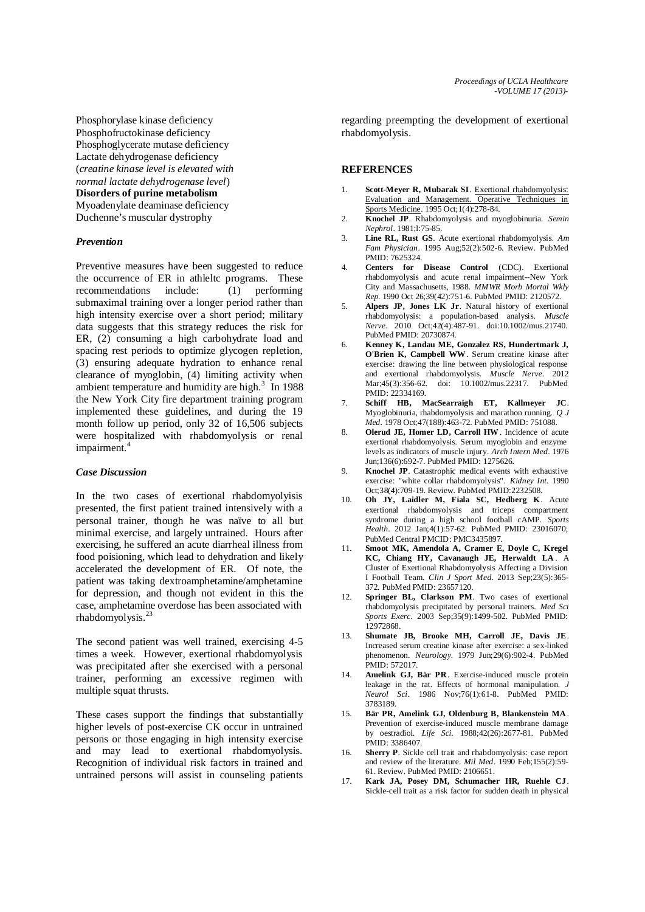Phosphorylase kinase deficiency
Phosphofructokinase deficiency
Phosphoglycerate mutase deficiency
Lactate dehydrogenase deficiency
(*creatine kinase level is elevated with normal lactate dehydrogenase level*)
**Disorders of purine metabolism**
Myoadenylate deaminase deficiency
Duchenne's muscular dystrophy

### *Prevention*

Preventive measures have been suggested to reduce the occurrence of ER in athleltc programs. These recommendations include: (1) performing submaximal training over a longer period rather than high intensity exercise over a short period; military data suggests that this strategy reduces the risk for ER, (2) consuming a high carbohydrate load and spacing rest periods to optimize glycogen repletion, (3) ensuring adequate hydration to enhance renal clearance of myoglobin, (4) limiting activity when ambient temperature and humidity are high.[3] In 1988 the New York City fire department training program implemented these guidelines, and during the 19 month follow up period, only 32 of 16,506 subjects were hospitalized with rhabdomyolysis or renal impairment.[4]

### *Case Discussion*

In the two cases of exertional rhabdomyolyisis presented, the first patient trained intensively with a personal trainer, though he was naïve to all but minimal exercise, and largely untrained. Hours after exercising, he suffered an acute diarrheal illness from food poisioning, which lead to dehydration and likely accelerated the development of ER. Of note, the patient was taking dextroamphetamine/amphetamine for depression, and though not evident in this the case, amphetamine overdose has been associated with rhabdomyolysis.[23]

The second patient was well trained, exercising 4-5 times a week. However, exertional rhabdomyolysis was precipitated after she exercised with a personal trainer, performing an excessive regimen with multiple squat thrusts.

These cases support the findings that substantially higher levels of post-exercise CK occur in untrained persons or those engaging in high intensity exercise and may lead to exertional rhabdomyolysis. Recognition of individual risk factors in trained and untrained persons will assist in counseling patients regarding preempting the development of exertional rhabdomyolysis.

## REFERENCES

1. **Scott-Meyer R, Mubarak SI**. Exertional rhabdomyolysis: Evaluation and Management. Operative Techniques in Sports Medicine. 1995 Oct;1(4):278-84.
2. **Knochel JP**. Rhabdomyolysis and myoglobinuria. *Semin Nephrol*. 1981;l:75-85.
3. **Line RL, Rust GS**. Acute exertional rhabdomyolysis. *Am Fam Physician*. 1995 Aug;52(2):502-6. Review. PubMed PMID: 7625324.
4. **Centers for Disease Control** (CDC). Exertional rhabdomyolysis and acute renal impairment--New York City and Massachusetts, 1988. *MMWR Morb Mortal Wkly Rep*. 1990 Oct 26;39(42):751-6. PubMed PMID: 2120572.
5. **Alpers JP, Jones LK Jr**. Natural history of exertional rhabdomyolysis: a population-based analysis. *Muscle Nerve*. 2010 Oct;42(4):487-91. doi:10.1002/mus.21740. PubMed PMID: 20730874.
6. **Kenney K, Landau ME, Gonzalez RS, Hundertmark J, O'Brien K, Campbell WW**. Serum creatine kinase after exercise: drawing the line between physiological response and exertional rhabdomyolysis. *Muscle Nerve*. 2012 Mar;45(3):356-62. doi: 10.1002/mus.22317. PubMed PMID: 22334169.
7. **Schiff HB, MacSearraigh ET, Kallmeyer JC**. Myoglobinuria, rhabdomyolysis and marathon running. *Q J Med*. 1978 Oct;47(188):463-72. PubMed PMID: 751088.
8. **Olerud JE, Homer LD, Carroll HW**. Incidence of acute exertional rhabdomyolysis. Serum myoglobin and enzyme levels as indicators of muscle injury. *Arch Intern Med*. 1976 Jun;136(6):692-7. PubMed PMID: 1275626.
9. **Knochel JP**. Catastrophic medical events with exhaustive exercise: "white collar rhabdomyolysis". *Kidney Int*. 1990 Oct;38(4):709-19. Review. PubMed PMID:2232508.
10. **Oh JY, Laidler M, Fiala SC, Hedberg K**. Acute exertional rhabdomyolysis and triceps compartment syndrome during a high school football cAMP. *Sports Health*. 2012 Jan;4(1):57-62. PubMed PMID: 23016070; PubMed Central PMCID: PMC3435897.
11. **Smoot MK, Amendola A, Cramer E, Doyle C, Kregel KC, Chiang HY, Cavanaugh JE, Herwaldt LA**. A Cluster of Exertional Rhabdomyolysis Affecting a Division I Football Team. *Clin J Sport Med*. 2013 Sep;23(5):365-372. PubMed PMID: 23657120.
12. **Springer BL, Clarkson PM**. Two cases of exertional rhabdomyolysis precipitated by personal trainers. *Med Sci Sports Exerc*. 2003 Sep;35(9):1499-502. PubMed PMID: 12972868.
13. **Shumate JB, Brooke MH, Carroll JE, Davis JE**. Increased serum creatine kinase after exercise: a sex-linked phenomenon. *Neurology*. 1979 Jun;29(6):902-4. PubMed PMID: 572017.
14. **Amelink GJ, Bär PR**. Exercise-induced muscle protein leakage in the rat. Effects of hormonal manipulation. *J Neurol Sci*. 1986 Nov;76(1):61-8. PubMed PMID: 3783189.
15. **Bär PR, Amelink GJ, Oldenburg B, Blankenstein MA**. Prevention of exercise-induced muscle membrane damage by oestradiol. *Life Sci*. 1988;42(26):2677-81. PubMed PMID: 3386407.
16. **Sherry P**. Sickle cell trait and rhabdomyolysis: case report and review of the literature. *Mil Med*. 1990 Feb;155(2):59-61. Review. PubMed PMID: 2106651.
17. **Kark JA, Posey DM, Schumacher HR, Ruehle CJ**. Sickle-cell trait as a risk factor for sudden death in physical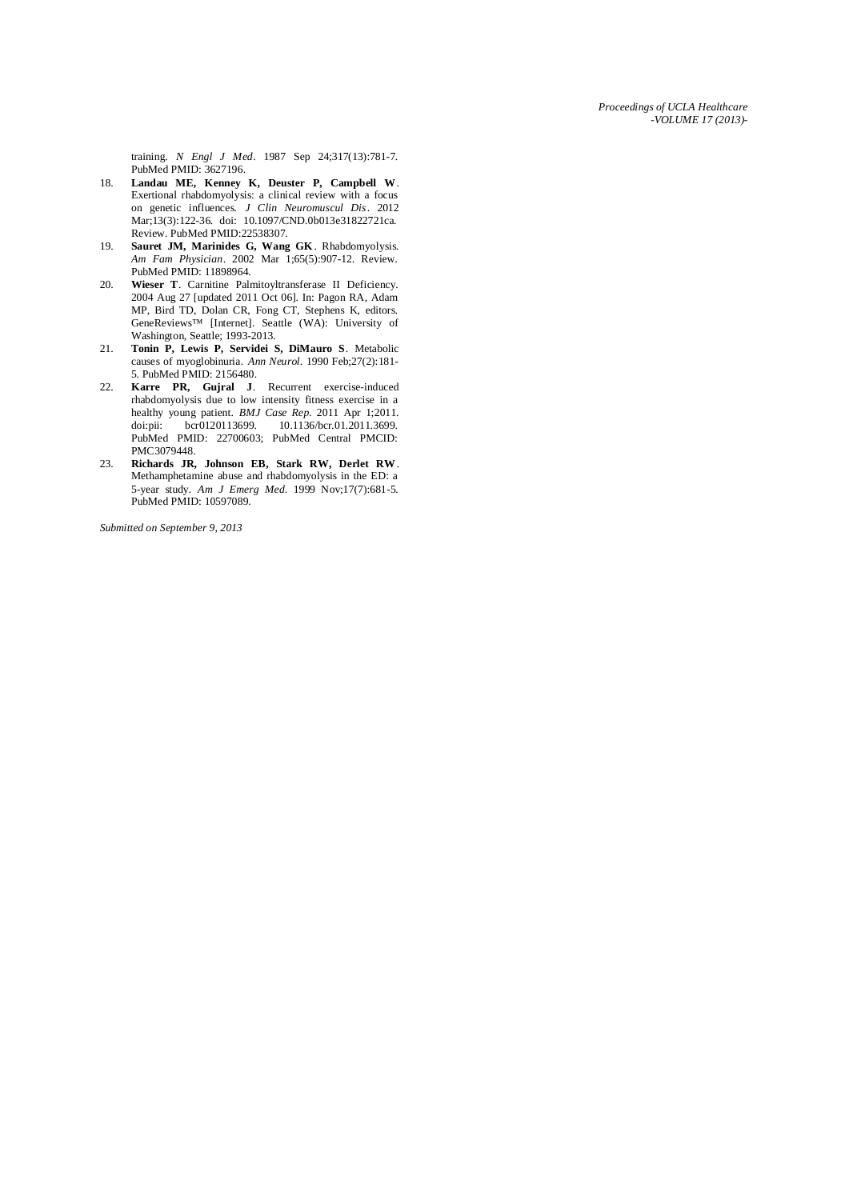training. *N Engl J Med*. 1987 Sep 24;317(13):781-7. PubMed PMID: 3627196.

18. **Landau ME, Kenney K, Deuster P, Campbell W**. Exertional rhabdomyolysis: a clinical review with a focus on genetic influences. *J Clin Neuromuscul Dis*. 2012 Mar;13(3):122-36. doi: 10.1097/CND.0b013e31822721ca. Review. PubMed PMID:22538307.
19. **Sauret JM, Marinides G, Wang GK**. Rhabdomyolysis. *Am Fam Physician*. 2002 Mar 1;65(5):907-12. Review. PubMed PMID: 11898964.
20. **Wieser T**. Carnitine Palmitoyltransferase II Deficiency. 2004 Aug 27 [updated 2011 Oct 06]. In: Pagon RA, Adam MP, Bird TD, Dolan CR, Fong CT, Stephens K, editors. GeneReviews™ [Internet]. Seattle (WA): University of Washington, Seattle; 1993-2013.
21. **Tonin P, Lewis P, Servidei S, DiMauro S**. Metabolic causes of myoglobinuria. *Ann Neurol*. 1990 Feb;27(2):181-5. PubMed PMID: 2156480.
22. **Karre PR, Gujral J**. Recurrent exercise-induced rhabdomyolysis due to low intensity fitness exercise in a healthy young patient. *BMJ Case Rep*. 2011 Apr 1;2011. doi:pii: bcr0120113699. 10.1136/bcr.01.2011.3699. PubMed PMID: 22700603; PubMed Central PMCID: PMC3079448.
23. **Richards JR, Johnson EB, Stark RW, Derlet RW**. Methamphetamine abuse and rhabdomyolysis in the ED: a 5-year study. *Am J Emerg Med*. 1999 Nov;17(7):681-5. PubMed PMID: 10597089.

*Submitted on September 9, 2013*